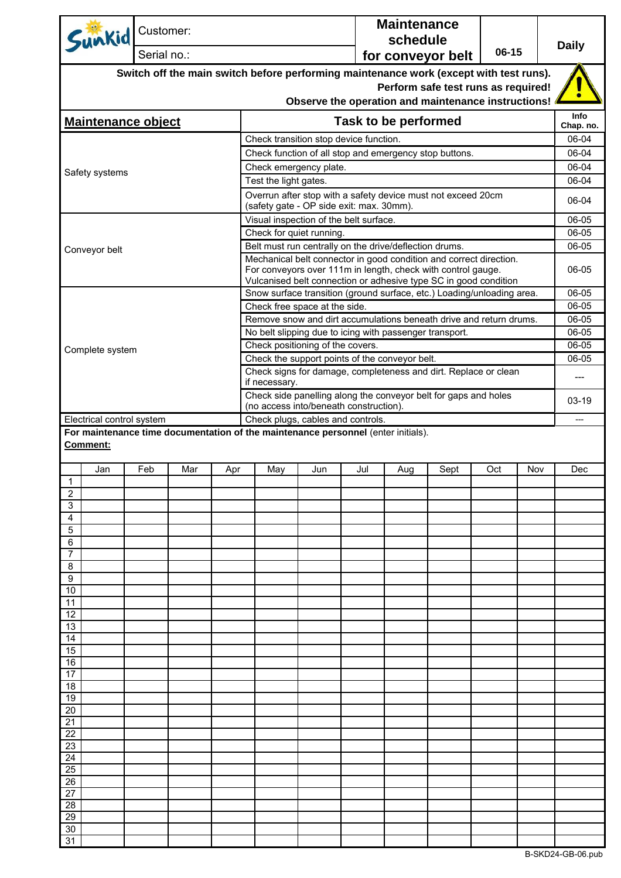| Sunkid | Customer: | Maintenance schedule for conveyor belt | 06-15 | Daily |
|---|---|---|---|---|
| | Serial no.: | | | |

**Switch off the main switch before performing maintenance work (except with test runs).**
**Perform safe test runs as required!**
**Observe the operation and maintenance instructions!**

| Maintenance object | Task to be performed | Info Chap. no. |
|---|---|---|
| Safety systems | Check transition stop device function. | 06-04 |
| | Check function of all stop and emergency stop buttons. | 06-04 |
| | Check emergency plate. | 06-04 |
| | Test the light gates. | 06-04 |
| | Overrun after stop with a safety device must not exceed 20cm (safety gate - OP side exit: max. 30mm). | 06-04 |
| Conveyor belt | Visual inspection of the belt surface. | 06-05 |
| | Check for quiet running. | 06-05 |
| | Belt must run centrally on the drive/deflection drums. | 06-05 |
| | Mechanical belt connector in good condition and correct direction. For conveyors over 111m in length, check with control gauge. Vulcanised belt connection or adhesive type SC in good condition | 06-05 |
| Complete system | Snow surface transition (ground surface, etc.) Loading/unloading area. | 06-05 |
| | Check free space at the side. | 06-05 |
| | Remove snow and dirt accumulations beneath drive and return drums. | 06-05 |
| | No belt slipping due to icing with passenger transport. | 06-05 |
| | Check positioning of the covers. | 06-05 |
| | Check the support points of the conveyor belt. | 06-05 |
| | Check signs for damage, completeness and dirt. Replace or clean if necessary. | --- |
| | Check side panelling along the conveyor belt for gaps and holes (no access into/beneath construction). | 03-19 |
| Electrical control system | Check plugs, cables and controls. | --- |

**For maintenance time documentation of the maintenance personnel** (enter initials).

**Comment:**

| | Jan | Feb | Mar | Apr | May | Jun | Jul | Aug | Sept | Oct | Nov | Dec |
|---|---|---|---|---|---|---|---|---|---|---|---|---|
| 1 | | | | | | | | | | | | |
| 2 | | | | | | | | | | | | |
| 3 | | | | | | | | | | | | |
| 4 | | | | | | | | | | | | |
| 5 | | | | | | | | | | | | |
| 6 | | | | | | | | | | | | |
| 7 | | | | | | | | | | | | |
| 8 | | | | | | | | | | | | |
| 9 | | | | | | | | | | | | |
| 10 | | | | | | | | | | | | |
| 11 | | | | | | | | | | | | |
| 12 | | | | | | | | | | | | |
| 13 | | | | | | | | | | | | |
| 14 | | | | | | | | | | | | |
| 15 | | | | | | | | | | | | |
| 16 | | | | | | | | | | | | |
| 17 | | | | | | | | | | | | |
| 18 | | | | | | | | | | | | |
| 19 | | | | | | | | | | | | |
| 20 | | | | | | | | | | | | |
| 21 | | | | | | | | | | | | |
| 22 | | | | | | | | | | | | |
| 23 | | | | | | | | | | | | |
| 24 | | | | | | | | | | | | |
| 25 | | | | | | | | | | | | |
| 26 | | | | | | | | | | | | |
| 27 | | | | | | | | | | | | |
| 28 | | | | | | | | | | | | |
| 29 | | | | | | | | | | | | |
| 30 | | | | | | | | | | | | |
| 31 | | | | | | | | | | | | |

B-SKD24-GB-06.pub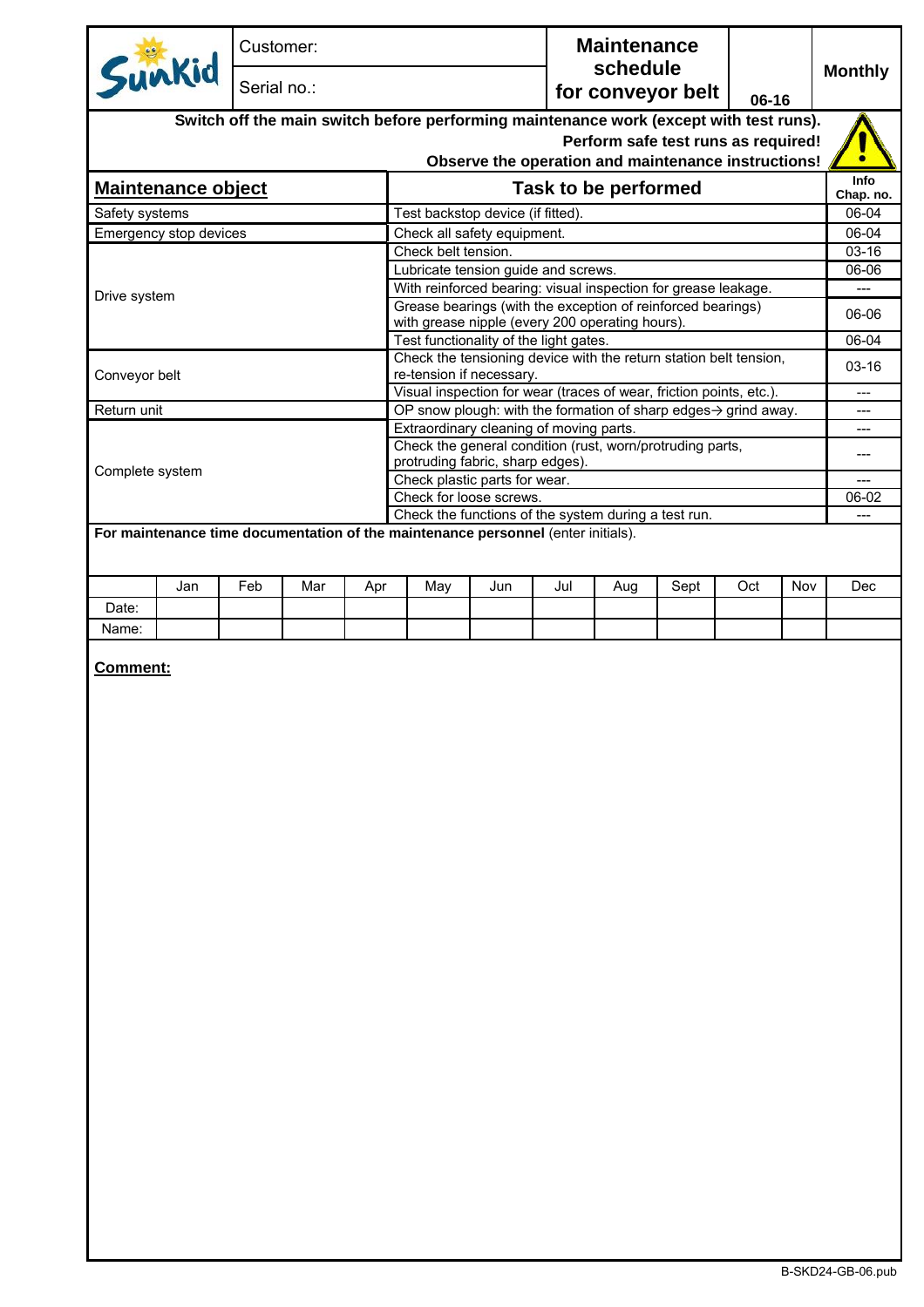| Sunkid | Customer: | Maintenance schedule for conveyor belt | 06-16 | Monthly |
|---|---|---|---|---|
| | Serial no.: | | | |

**Switch off the main switch before performing maintenance work (except with test runs).**
**Perform safe test runs as required!**
**Observe the operation and maintenance instructions!**

| Maintenance object | Task to be performed | Info Chap. no. |
|---|---|---|
| Safety systems | Test backstop device (if fitted). | 06-04 |
| Emergency stop devices | Check all safety equipment. | 06-04 |
| Drive system | Check belt tension. | 03-16 |
| | Lubricate tension guide and screws. | 06-06 |
| | With reinforced bearing: visual inspection for grease leakage. | --- |
| | Grease bearings (with the exception of reinforced bearings) with grease nipple (every 200 operating hours). | 06-06 |
| | Test functionality of the light gates. | 06-04 |
| Conveyor belt | Check the tensioning device with the return station belt tension, re-tension if necessary. | 03-16 |
| | Visual inspection for wear (traces of wear, friction points, etc.). | --- |
| Return unit | OP snow plough: with the formation of sharp edges→ grind away. | --- |
| Complete system | Extraordinary cleaning of moving parts. | --- |
| | Check the general condition (rust, worn/protruding parts, protruding fabric, sharp edges). | --- |
| | Check plastic parts for wear. | --- |
| | Check for loose screws. | 06-02 |
| | Check the functions of the system during a test run. | --- |

**For maintenance time documentation of the maintenance personnel** (enter initials).

| | Jan | Feb | Mar | Apr | May | Jun | Jul | Aug | Sept | Oct | Nov | Dec |
|---|---|---|---|---|---|---|---|---|---|---|---|---|
| Date: | | | | | | | | | | | | |
| Name: | | | | | | | | | | | | |

**Comment:**

B-SKD24-GB-06.pub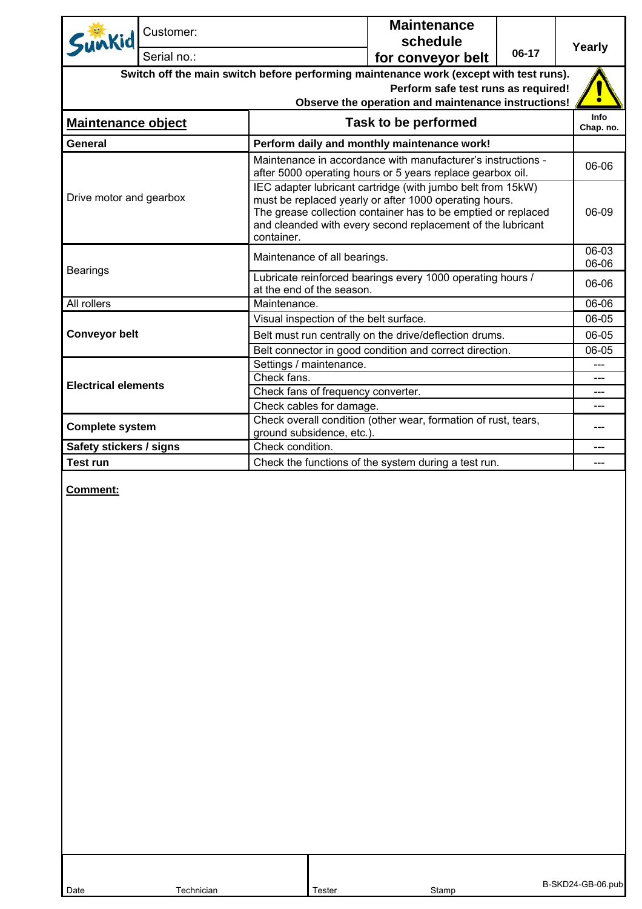| Sunkid | Customer: | Maintenance schedule for conveyor belt | 06-17 | Yearly |
|---|---|---|---|---|
| | Serial no.: | | | |

**Switch off the main switch before performing maintenance work (except with test runs).**
**Perform safe test runs as required!**
**Observe the operation and maintenance instructions!**

| Maintenance object | Task to be performed | Info Chap. no. |
|---|---|---|
| **General** | **Perform daily and monthly maintenance work!** | |
| Drive motor and gearbox | Maintenance in accordance with manufacturer's instructions - after 5000 operating hours or 5 years replace gearbox oil. | 06-06 |
| | IEC adapter lubricant cartridge (with jumbo belt from 15kW) must be replaced yearly or after 1000 operating hours. The grease collection container has to be emptied or replaced and cleanded with every second replacement of the lubricant container. | 06-09 |
| Bearings | Maintenance of all bearings. | 06-03 06-06 |
| | Lubricate reinforced bearings every 1000 operating hours / at the end of the season. | 06-06 |
| All rollers | Maintenance. | 06-06 |
| **Conveyor belt** | Visual inspection of the belt surface. | 06-05 |
| | Belt must run centrally on the drive/deflection drums. | 06-05 |
| | Belt connector in good condition and correct direction. | 06-05 |
| **Electrical elements** | Settings / maintenance. | --- |
| | Check fans. | --- |
| | Check fans of frequency converter. | --- |
| | Check cables for damage. | --- |
| **Complete system** | Check overall condition (other wear, formation of rust, tears, ground subsidence, etc.). | --- |
| **Safety stickers / signs** | Check condition. | --- |
| **Test run** | Check the functions of the system during a test run. | --- |

**Comment:**

| Date | Technician | Tester | Stamp |
|---|---|---|---|
| | | | |

B-SKD24-GB-06.pub